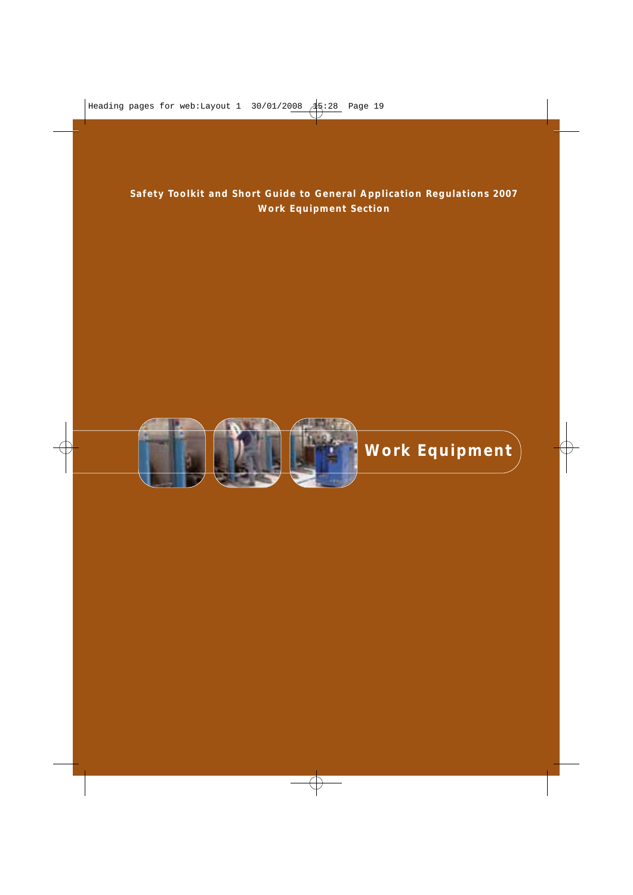**Safety Toolkit and Short Guide to General Application Regulations 2007**
**Work Equipment Section**

# Work Equipment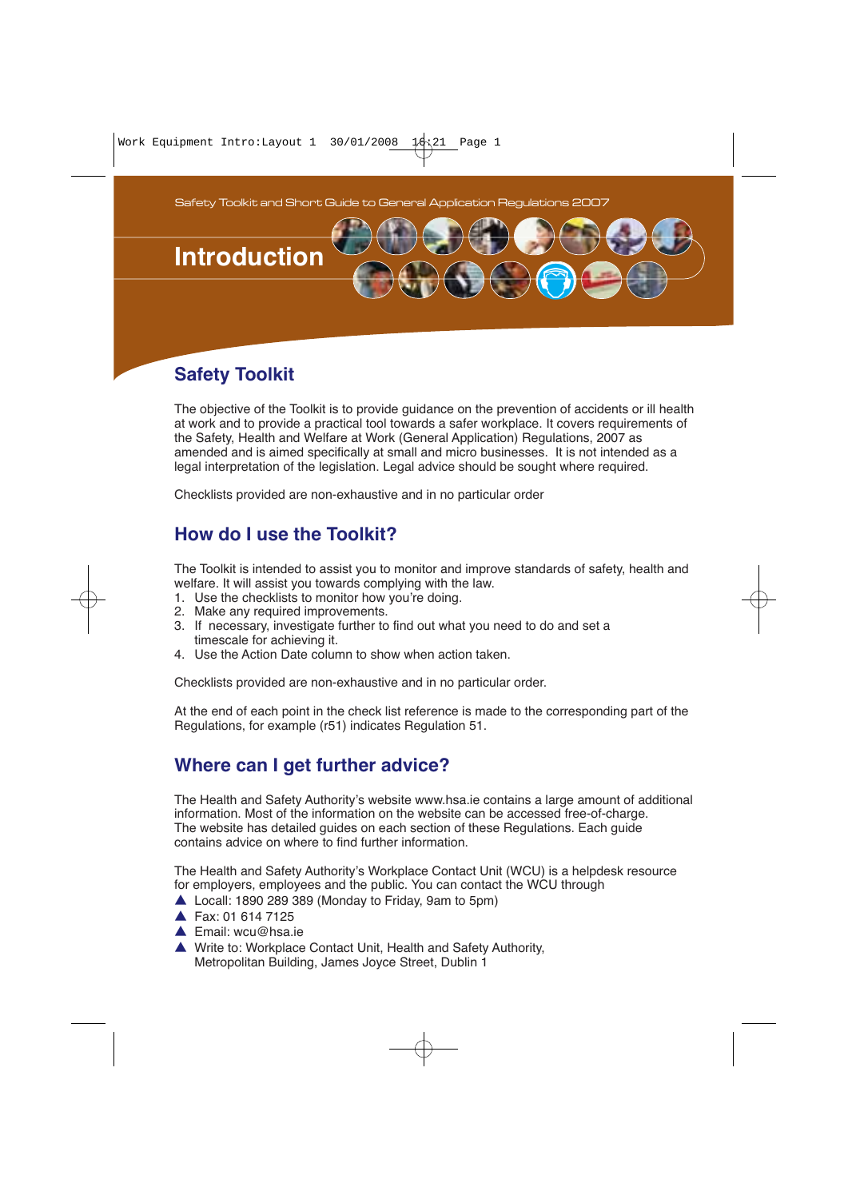Safety Toolkit and Short Guide to General Application Regulations 2007

# Introduction

## Safety Toolkit

The objective of the Toolkit is to provide guidance on the prevention of accidents or ill health at work and to provide a practical tool towards a safer workplace. It covers requirements of the Safety, Health and Welfare at Work (General Application) Regulations, 2007 as amended and is aimed specifically at small and micro businesses. It is not intended as a legal interpretation of the legislation. Legal advice should be sought where required.

Checklists provided are non-exhaustive and in no particular order

## How do I use the Toolkit?

The Toolkit is intended to assist you to monitor and improve standards of safety, health and welfare. It will assist you towards complying with the law.

1. Use the checklists to monitor how you're doing.
2. Make any required improvements.
3. If necessary, investigate further to find out what you need to do and set a timescale for achieving it.
4. Use the Action Date column to show when action taken.

Checklists provided are non-exhaustive and in no particular order.

At the end of each point in the check list reference is made to the corresponding part of the Regulations, for example (r51) indicates Regulation 51.

## Where can I get further advice?

The Health and Safety Authority's website www.hsa.ie contains a large amount of additional information. Most of the information on the website can be accessed free-of-charge. The website has detailed guides on each section of these Regulations. Each guide contains advice on where to find further information.

The Health and Safety Authority's Workplace Contact Unit (WCU) is a helpdesk resource for employers, employees and the public. You can contact the WCU through

- Locall: 1890 289 389 (Monday to Friday, 9am to 5pm)
- Fax: 01 614 7125
- Email: wcu@hsa.ie
- Write to: Workplace Contact Unit, Health and Safety Authority, Metropolitan Building, James Joyce Street, Dublin 1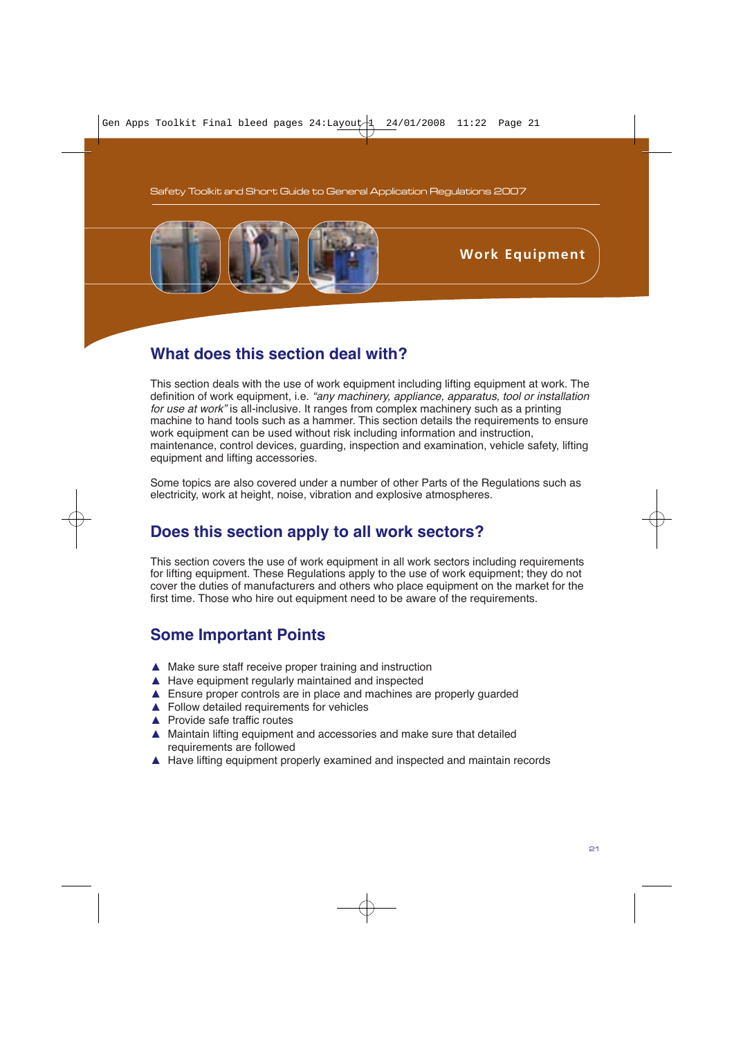# Work Equipment

## What does this section deal with?

This section deals with the use of work equipment including lifting equipment at work. The definition of work equipment, i.e. *"any machinery, appliance, apparatus, tool or installation for use at work"* is all-inclusive. It ranges from complex machinery such as a printing machine to hand tools such as a hammer. This section details the requirements to ensure work equipment can be used without risk including information and instruction, maintenance, control devices, guarding, inspection and examination, vehicle safety, lifting equipment and lifting accessories.

Some topics are also covered under a number of other Parts of the Regulations such as electricity, work at height, noise, vibration and explosive atmospheres.

## Does this section apply to all work sectors?

This section covers the use of work equipment in all work sectors including requirements for lifting equipment. These Regulations apply to the use of work equipment; they do not cover the duties of manufacturers and others who place equipment on the market for the first time. Those who hire out equipment need to be aware of the requirements.

## Some Important Points

- Make sure staff receive proper training and instruction
- Have equipment regularly maintained and inspected
- Ensure proper controls are in place and machines are properly guarded
- Follow detailed requirements for vehicles
- Provide safe traffic routes
- Maintain lifting equipment and accessories and make sure that detailed requirements are followed
- Have lifting equipment properly examined and inspected and maintain records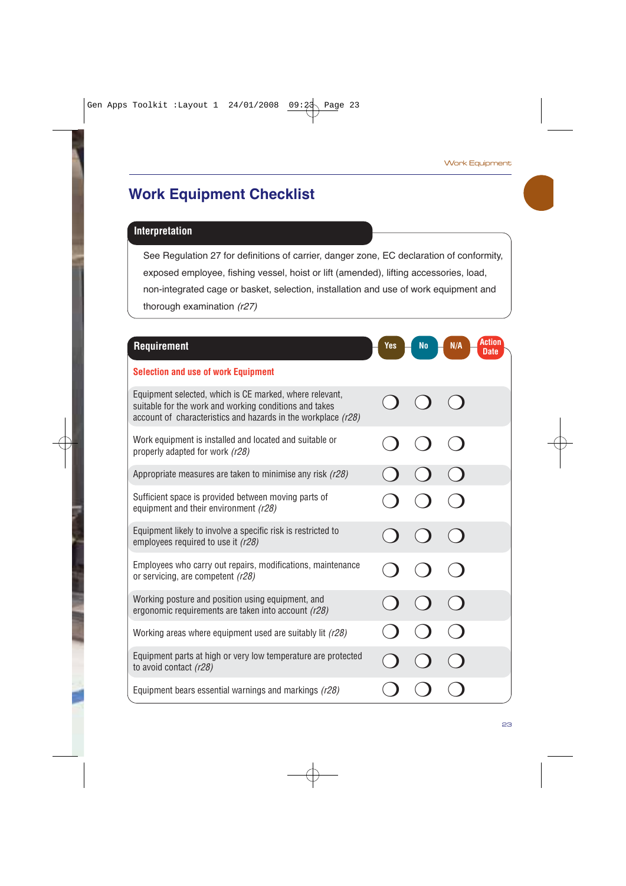# Work Equipment Checklist

## Interpretation

See Regulation 27 for definitions of carrier, danger zone, EC declaration of conformity, exposed employee, fishing vessel, hoist or lift (amended), lifting accessories, load, non-integrated cage or basket, selection, installation and use of work equipment and thorough examination *(r27)*

| Requirement | Yes | No | N/A | Action Date |
|---|---|---|---|---|
| **Selection and use of work Equipment** | | | | |
| Equipment selected, which is CE marked, where relevant, suitable for the work and working conditions and takes account of characteristics and hazards in the workplace *(r28)* | ❍ | ❍ | ❍ | |
| Work equipment is installed and located and suitable or properly adapted for work *(r28)* | ❍ | ❍ | ❍ | |
| Appropriate measures are taken to minimise any risk *(r28)* | ❍ | ❍ | ❍ | |
| Sufficient space is provided between moving parts of equipment and their environment *(r28)* | ❍ | ❍ | ❍ | |
| Equipment likely to involve a specific risk is restricted to employees required to use it *(r28)* | ❍ | ❍ | ❍ | |
| Employees who carry out repairs, modifications, maintenance or servicing, are competent *(r28)* | ❍ | ❍ | ❍ | |
| Working posture and position using equipment, and ergonomic requirements are taken into account *(r28)* | ❍ | ❍ | ❍ | |
| Working areas where equipment used are suitably lit *(r28)* | ❍ | ❍ | ❍ | |
| Equipment parts at high or very low temperature are protected to avoid contact *(r28)* | ❍ | ❍ | ❍ | |
| Equipment bears essential warnings and markings *(r28)* | ❍ | ❍ | ❍ | |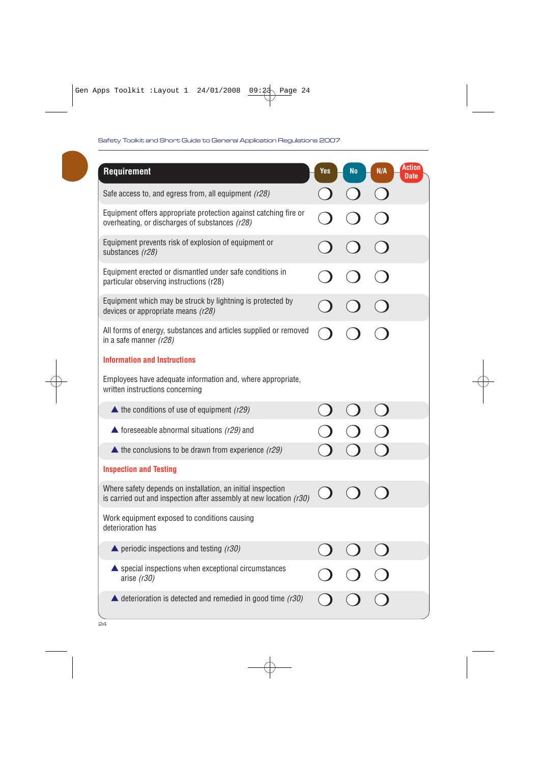| Requirement | Yes | No | N/A | Action Date |
|---|---|---|---|---|
| Safe access to, and egress from, all equipment *(r28)* | ◯ | ◯ | ◯ | |
| Equipment offers appropriate protection against catching fire or overheating, or discharges of substances *(r28)* | ◯ | ◯ | ◯ | |
| Equipment prevents risk of explosion of equipment or substances *(r28)* | ◯ | ◯ | ◯ | |
| Equipment erected or dismantled under safe conditions in particular observing instructions (r28) | ◯ | ◯ | ◯ | |
| Equipment which may be struck by lightning is protected by devices or appropriate means *(r28)* | ◯ | ◯ | ◯ | |
| All forms of energy, substances and articles supplied or removed in a safe manner *(r28)* | ◯ | ◯ | ◯ | |
| **Information and Instructions** | | | | |
| Employees have adequate information and, where appropriate, written instructions concerning | | | | |
| ▲ the conditions of use of equipment *(r29)* | ◯ | ◯ | ◯ | |
| ▲ foreseeable abnormal situations *(r29)* and | ◯ | ◯ | ◯ | |
| ▲ the conclusions to be drawn from experience *(r29)* | ◯ | ◯ | ◯ | |
| **Inspection and Testing** | | | | |
| Where safety depends on installation, an initial inspection is carried out and inspection after assembly at new location *(r30)* | ◯ | ◯ | ◯ | |
| Work equipment exposed to conditions causing deterioration has | | | | |
| ▲ periodic inspections and testing *(r30)* | ◯ | ◯ | ◯ | |
| ▲ special inspections when exceptional circumstances arise *(r30)* | ◯ | ◯ | ◯ | |
| ▲ deterioration is detected and remedied in good time *(r30)* | ◯ | ◯ | ◯ | |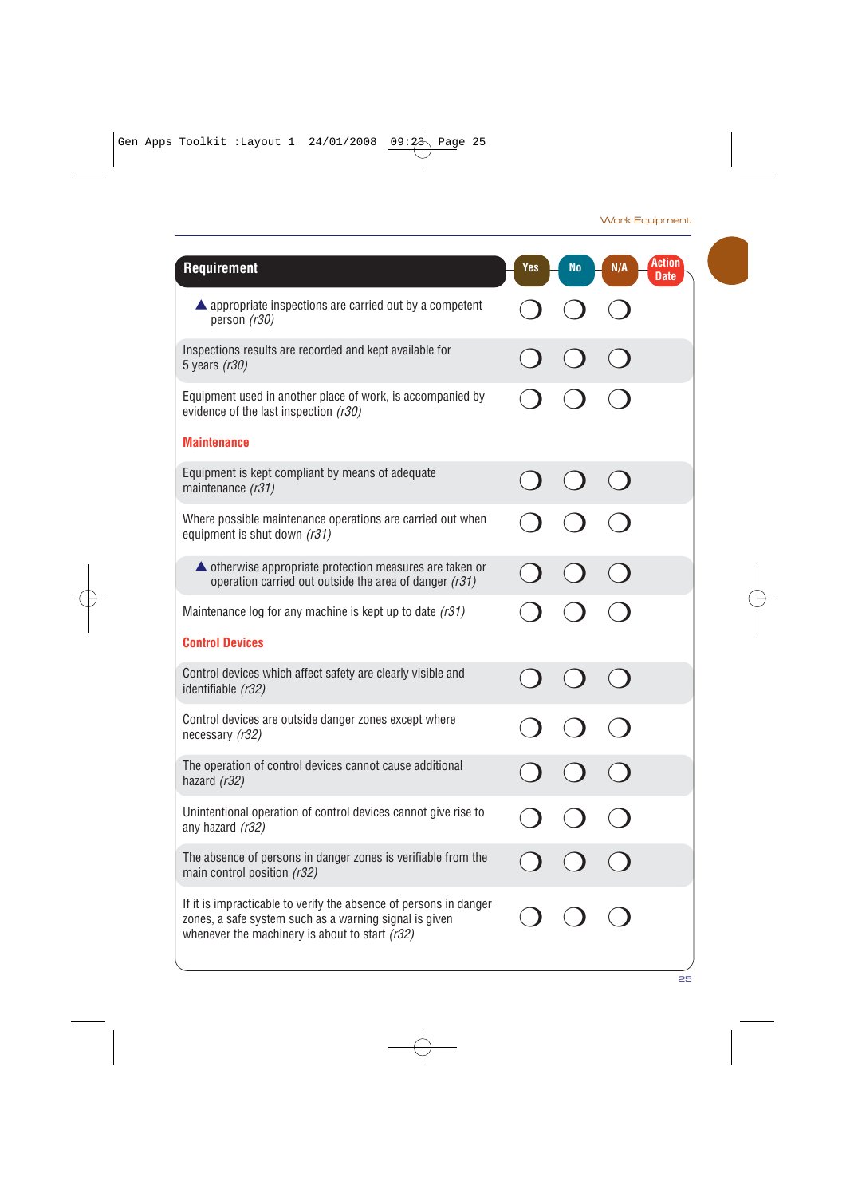| Requirement | Yes | No | N/A | Action Date |
|---|---|---|---|---|
| ▲ appropriate inspections are carried out by a competent person *(r30)* | ❍ | ❍ | ❍ | |
| Inspections results are recorded and kept available for 5 years *(r30)* | ❍ | ❍ | ❍ | |
| Equipment used in another place of work, is accompanied by evidence of the last inspection *(r30)* | ❍ | ❍ | ❍ | |
| **Maintenance** | | | | |
| Equipment is kept compliant by means of adequate maintenance *(r31)* | ❍ | ❍ | ❍ | |
| Where possible maintenance operations are carried out when equipment is shut down *(r31)* | ❍ | ❍ | ❍ | |
| ▲ otherwise appropriate protection measures are taken or operation carried out outside the area of danger *(r31)* | ❍ | ❍ | ❍ | |
| Maintenance log for any machine is kept up to date *(r31)* | ❍ | ❍ | ❍ | |
| **Control Devices** | | | | |
| Control devices which affect safety are clearly visible and identifiable *(r32)* | ❍ | ❍ | ❍ | |
| Control devices are outside danger zones except where necessary *(r32)* | ❍ | ❍ | ❍ | |
| The operation of control devices cannot cause additional hazard *(r32)* | ❍ | ❍ | ❍ | |
| Unintentional operation of control devices cannot give rise to any hazard *(r32)* | ❍ | ❍ | ❍ | |
| The absence of persons in danger zones is verifiable from the main control position *(r32)* | ❍ | ❍ | ❍ | |
| If it is impracticable to verify the absence of persons in danger zones, a safe system such as a warning signal is given whenever the machinery is about to start *(r32)* | ❍ | ❍ | ❍ | |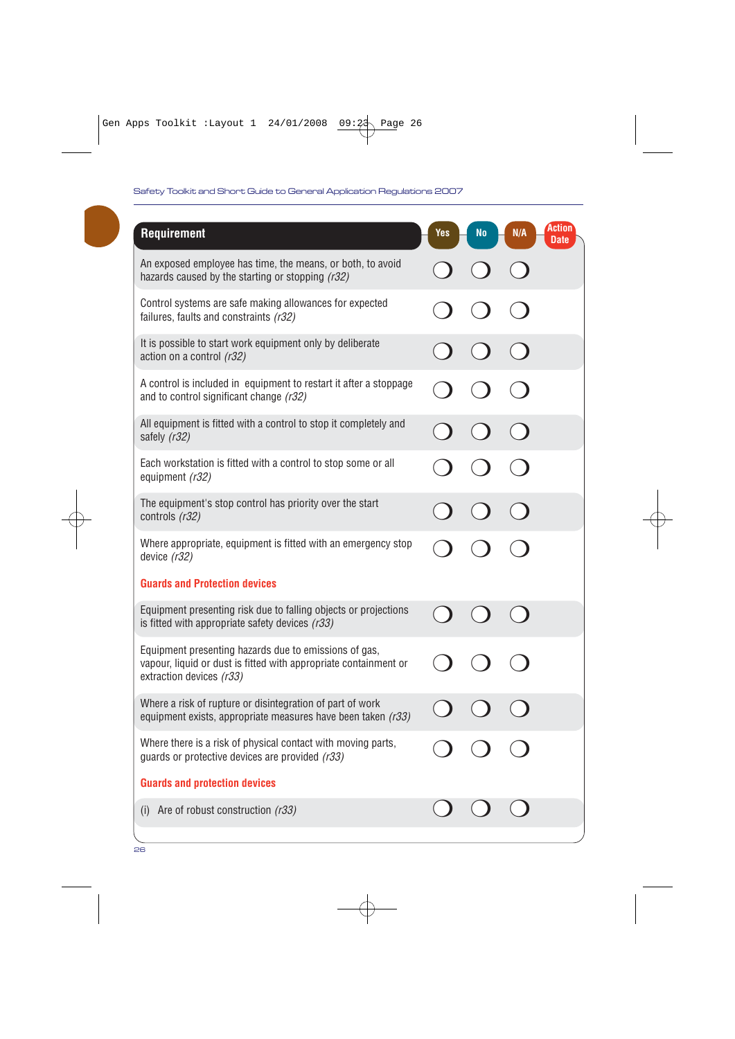| Requirement | Yes | No | N/A | Action Date |
|---|---|---|---|---|
| An exposed employee has time, the means, or both, to avoid hazards caused by the starting or stopping *(r32)* | ❍ | ❍ | ❍ | |
| Control systems are safe making allowances for expected failures, faults and constraints *(r32)* | ❍ | ❍ | ❍ | |
| It is possible to start work equipment only by deliberate action on a control *(r32)* | ❍ | ❍ | ❍ | |
| A control is included in equipment to restart it after a stoppage and to control significant change *(r32)* | ❍ | ❍ | ❍ | |
| All equipment is fitted with a control to stop it completely and safely *(r32)* | ❍ | ❍ | ❍ | |
| Each workstation is fitted with a control to stop some or all equipment *(r32)* | ❍ | ❍ | ❍ | |
| The equipment's stop control has priority over the start controls *(r32)* | ❍ | ❍ | ❍ | |
| Where appropriate, equipment is fitted with an emergency stop device *(r32)* | ❍ | ❍ | ❍ | |
| **Guards and Protection devices** | | | | |
| Equipment presenting risk due to falling objects or projections is fitted with appropriate safety devices *(r33)* | ❍ | ❍ | ❍ | |
| Equipment presenting hazards due to emissions of gas, vapour, liquid or dust is fitted with appropriate containment or extraction devices *(r33)* | ❍ | ❍ | ❍ | |
| Where a risk of rupture or disintegration of part of work equipment exists, appropriate measures have been taken *(r33)* | ❍ | ❍ | ❍ | |
| Where there is a risk of physical contact with moving parts, guards or protective devices are provided *(r33)* | ❍ | ❍ | ❍ | |
| **Guards and protection devices** | | | | |
| (i) Are of robust construction *(r33)* | ❍ | ❍ | ❍ | |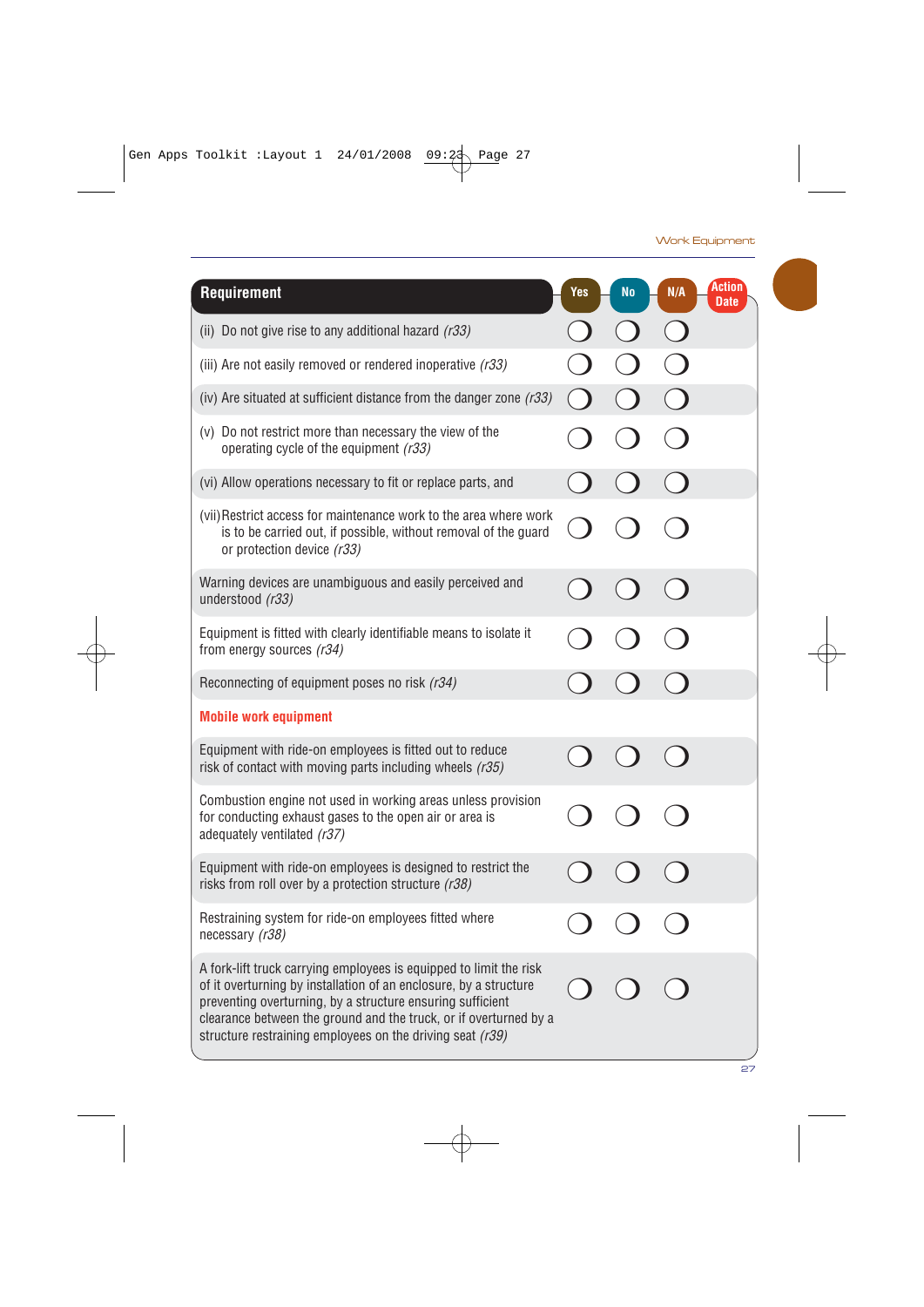| Requirement | Yes | No | N/A | Action Date |
|---|---|---|---|---|
| (ii) Do not give rise to any additional hazard *(r33)* | ❍ | ❍ | ❍ | |
| (iii) Are not easily removed or rendered inoperative *(r33)* | ❍ | ❍ | ❍ | |
| (iv) Are situated at sufficient distance from the danger zone *(r33)* | ❍ | ❍ | ❍ | |
| (v) Do not restrict more than necessary the view of the operating cycle of the equipment *(r33)* | ❍ | ❍ | ❍ | |
| (vi) Allow operations necessary to fit or replace parts, and | ❍ | ❍ | ❍ | |
| (vii) Restrict access for maintenance work to the area where work is to be carried out, if possible, without removal of the guard or protection device *(r33)* | ❍ | ❍ | ❍ | |
| Warning devices are unambiguous and easily perceived and understood *(r33)* | ❍ | ❍ | ❍ | |
| Equipment is fitted with clearly identifiable means to isolate it from energy sources *(r34)* | ❍ | ❍ | ❍ | |
| Reconnecting of equipment poses no risk *(r34)* | ❍ | ❍ | ❍ | |
| **Mobile work equipment** | | | | |
| Equipment with ride-on employees is fitted out to reduce risk of contact with moving parts including wheels *(r35)* | ❍ | ❍ | ❍ | |
| Combustion engine not used in working areas unless provision for conducting exhaust gases to the open air or area is adequately ventilated *(r37)* | ❍ | ❍ | ❍ | |
| Equipment with ride-on employees is designed to restrict the risks from roll over by a protection structure *(r38)* | ❍ | ❍ | ❍ | |
| Restraining system for ride-on employees fitted where necessary *(r38)* | ❍ | ❍ | ❍ | |
| A fork-lift truck carrying employees is equipped to limit the risk of it overturning by installation of an enclosure, by a structure preventing overturning, by a structure ensuring sufficient clearance between the ground and the truck, or if overturned by a structure restraining employees on the driving seat *(r39)* | ❍ | ❍ | ❍ | |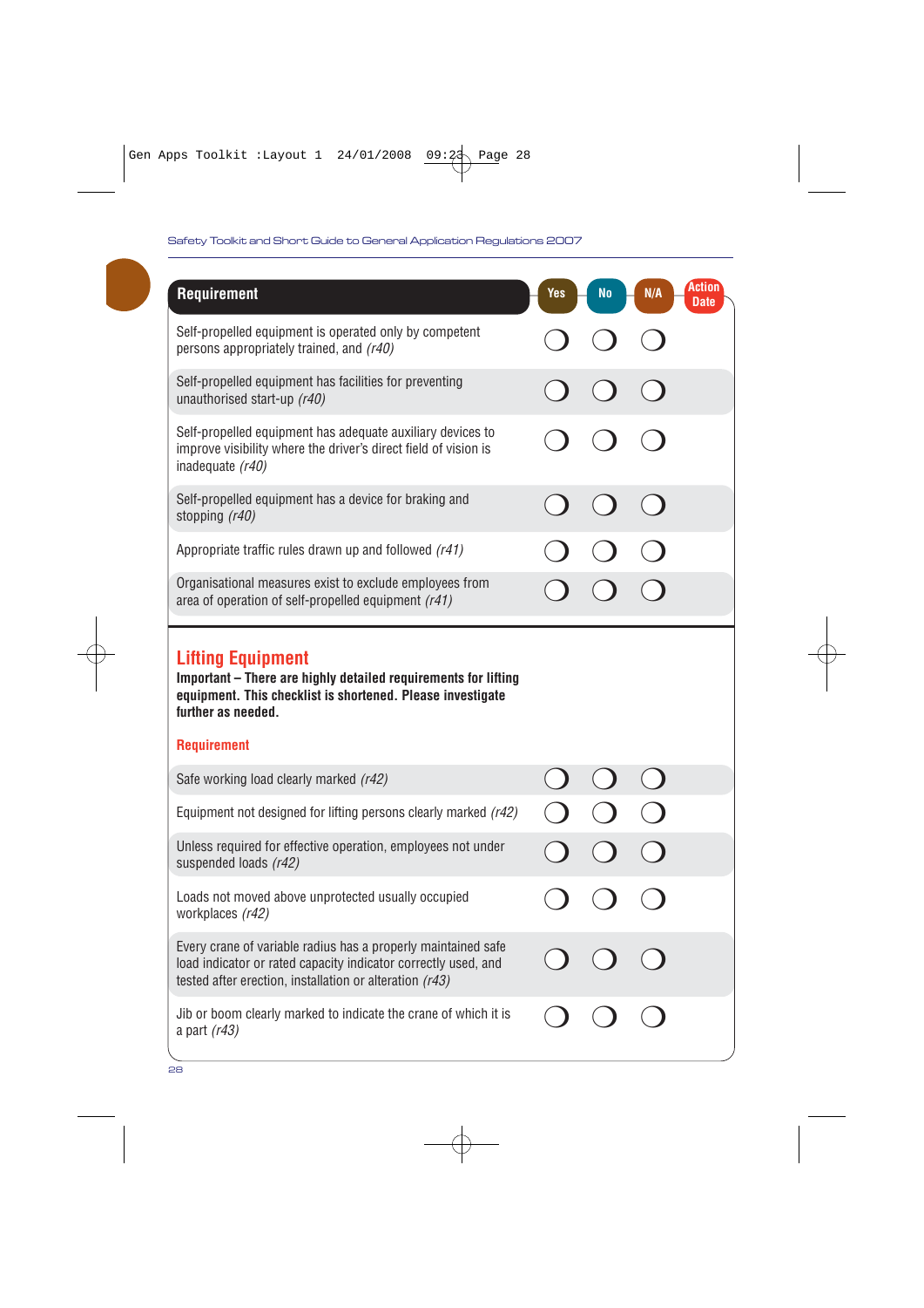| Requirement | Yes | No | N/A | Action Date |
|---|---|---|---|---|
| Self-propelled equipment is operated only by competent persons appropriately trained, and *(r40)* | ❍ | ❍ | ❍ | |
| Self-propelled equipment has facilities for preventing unauthorised start-up *(r40)* | ❍ | ❍ | ❍ | |
| Self-propelled equipment has adequate auxiliary devices to improve visibility where the driver's direct field of vision is inadequate *(r40)* | ❍ | ❍ | ❍ | |
| Self-propelled equipment has a device for braking and stopping *(r40)* | ❍ | ❍ | ❍ | |
| Appropriate traffic rules drawn up and followed *(r41)* | ❍ | ❍ | ❍ | |
| Organisational measures exist to exclude employees from area of operation of self-propelled equipment *(r41)* | ❍ | ❍ | ❍ | |

## Lifting Equipment

**Important – There are highly detailed requirements for lifting equipment. This checklist is shortened. Please investigate further as needed.**

| Requirement | Yes | No | N/A | Action Date |
|---|---|---|---|---|
| Safe working load clearly marked *(r42)* | ❍ | ❍ | ❍ | |
| Equipment not designed for lifting persons clearly marked *(r42)* | ❍ | ❍ | ❍ | |
| Unless required for effective operation, employees not under suspended loads *(r42)* | ❍ | ❍ | ❍ | |
| Loads not moved above unprotected usually occupied workplaces *(r42)* | ❍ | ❍ | ❍ | |
| Every crane of variable radius has a properly maintained safe load indicator or rated capacity indicator correctly used, and tested after erection, installation or alteration *(r43)* | ❍ | ❍ | ❍ | |
| Jib or boom clearly marked to indicate the crane of which it is a part *(r43)* | ❍ | ❍ | ❍ | |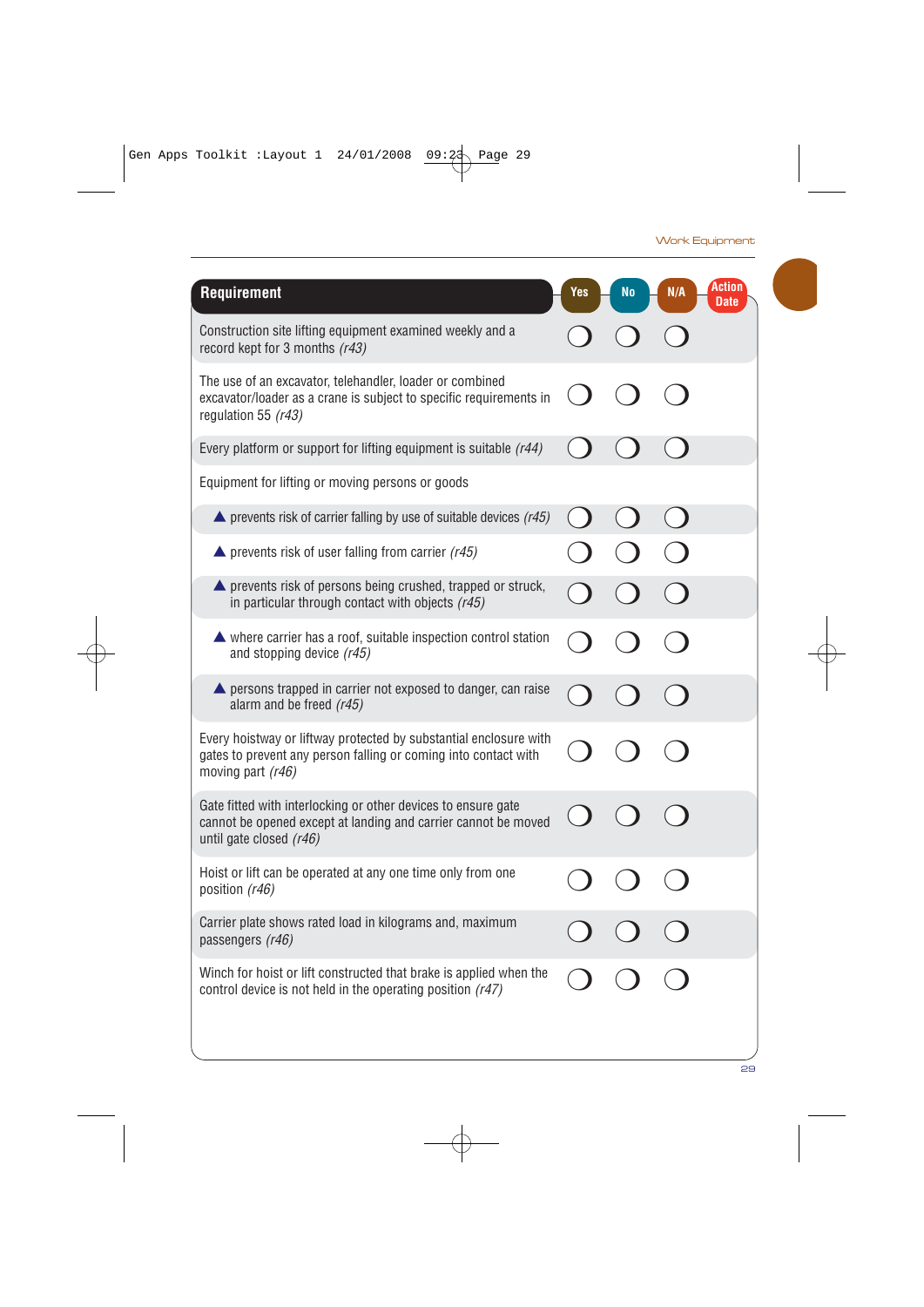| Requirement | Yes | No | N/A | Action Date |
|---|---|---|---|---|
| Construction site lifting equipment examined weekly and a record kept for 3 months *(r43)* | ❍ | ❍ | ❍ | |
| The use of an excavator, telehandler, loader or combined excavator/loader as a crane is subject to specific requirements in regulation 55 *(r43)* | ❍ | ❍ | ❍ | |
| Every platform or support for lifting equipment is suitable *(r44)* | ❍ | ❍ | ❍ | |
| Equipment for lifting or moving persons or goods | | | | |
| ▲ prevents risk of carrier falling by use of suitable devices *(r45)* | ❍ | ❍ | ❍ | |
| ▲ prevents risk of user falling from carrier *(r45)* | ❍ | ❍ | ❍ | |
| ▲ prevents risk of persons being crushed, trapped or struck, in particular through contact with objects *(r45)* | ❍ | ❍ | ❍ | |
| ▲ where carrier has a roof, suitable inspection control station and stopping device *(r45)* | ❍ | ❍ | ❍ | |
| ▲ persons trapped in carrier not exposed to danger, can raise alarm and be freed *(r45)* | ❍ | ❍ | ❍ | |
| Every hoistway or liftway protected by substantial enclosure with gates to prevent any person falling or coming into contact with moving part *(r46)* | ❍ | ❍ | ❍ | |
| Gate fitted with interlocking or other devices to ensure gate cannot be opened except at landing and carrier cannot be moved until gate closed *(r46)* | ❍ | ❍ | ❍ | |
| Hoist or lift can be operated at any one time only from one position *(r46)* | ❍ | ❍ | ❍ | |
| Carrier plate shows rated load in kilograms and, maximum passengers *(r46)* | ❍ | ❍ | ❍ | |
| Winch for hoist or lift constructed that brake is applied when the control device is not held in the operating position *(r47)* | ❍ | ❍ | ❍ | |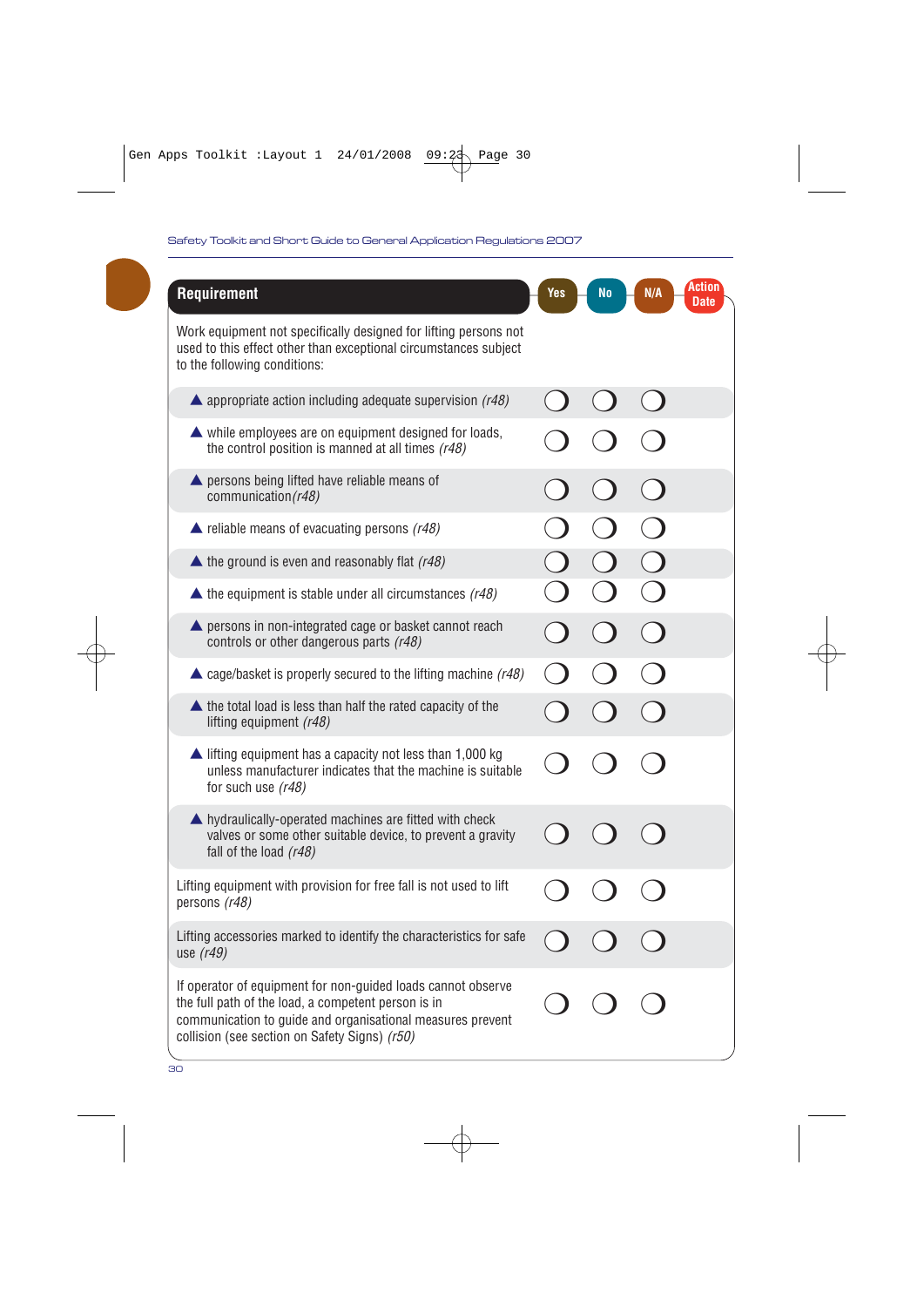| Requirement | Yes | No | N/A | Action Date |
|---|---|---|---|---|
| Work equipment not specifically designed for lifting persons not used to this effect other than exceptional circumstances subject to the following conditions: | | | | |
| ▲ appropriate action including adequate supervision *(r48)* | ❍ | ❍ | ❍ | |
| ▲ while employees are on equipment designed for loads, the control position is manned at all times *(r48)* | ❍ | ❍ | ❍ | |
| ▲ persons being lifted have reliable means of communication *(r48)* | ❍ | ❍ | ❍ | |
| ▲ reliable means of evacuating persons *(r48)* | ❍ | ❍ | ❍ | |
| ▲ the ground is even and reasonably flat *(r48)* | ❍ | ❍ | ❍ | |
| ▲ the equipment is stable under all circumstances *(r48)* | ❍ | ❍ | ❍ | |
| ▲ persons in non-integrated cage or basket cannot reach controls or other dangerous parts *(r48)* | ❍ | ❍ | ❍ | |
| ▲ cage/basket is properly secured to the lifting machine *(r48)* | ❍ | ❍ | ❍ | |
| ▲ the total load is less than half the rated capacity of the lifting equipment *(r48)* | ❍ | ❍ | ❍ | |
| ▲ lifting equipment has a capacity not less than 1,000 kg unless manufacturer indicates that the machine is suitable for such use *(r48)* | ❍ | ❍ | ❍ | |
| ▲ hydraulically-operated machines are fitted with check valves or some other suitable device, to prevent a gravity fall of the load *(r48)* | ❍ | ❍ | ❍ | |
| Lifting equipment with provision for free fall is not used to lift persons *(r48)* | ❍ | ❍ | ❍ | |
| Lifting accessories marked to identify the characteristics for safe use *(r49)* | ❍ | ❍ | ❍ | |
| If operator of equipment for non-guided loads cannot observe the full path of the load, a competent person is in communication to guide and organisational measures prevent collision (see section on Safety Signs) *(r50)* | ❍ | ❍ | ❍ | |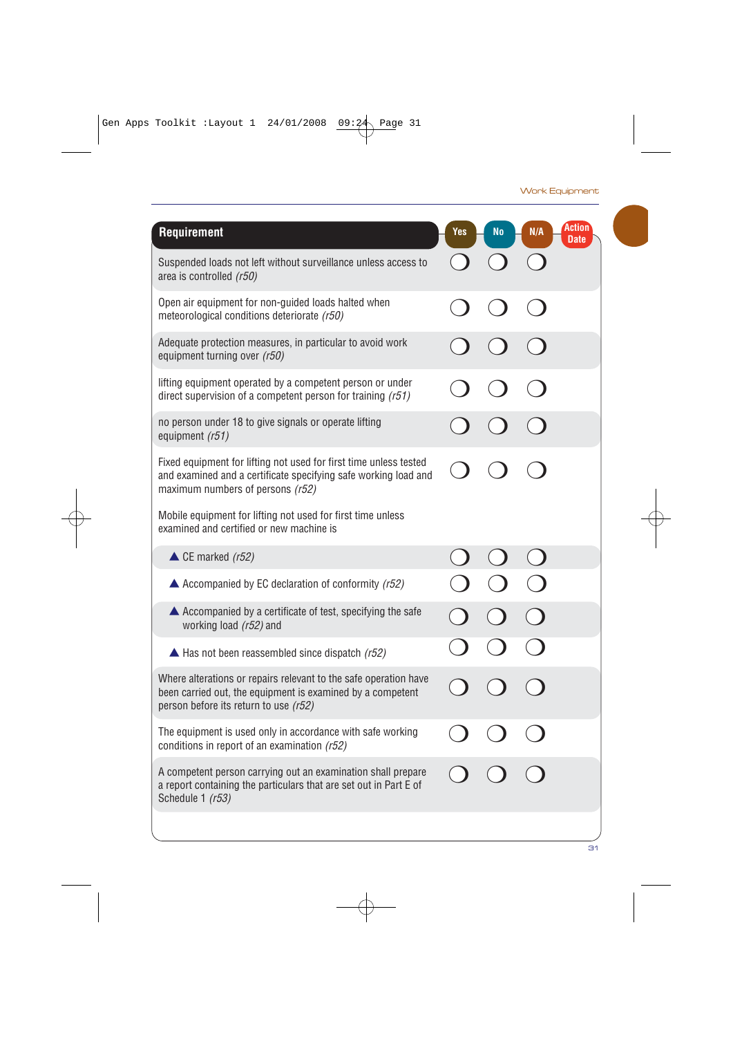| Requirement | Yes | No | N/A | Action Date |
|---|---|---|---|---|
| Suspended loads not left without surveillance unless access to area is controlled *(r50)* | ❍ | ❍ | ❍ | |
| Open air equipment for non-guided loads halted when meteorological conditions deteriorate *(r50)* | ❍ | ❍ | ❍ | |
| Adequate protection measures, in particular to avoid work equipment turning over *(r50)* | ❍ | ❍ | ❍ | |
| lifting equipment operated by a competent person or under direct supervision of a competent person for training *(r51)* | ❍ | ❍ | ❍ | |
| no person under 18 to give signals or operate lifting equipment *(r51)* | ❍ | ❍ | ❍ | |
| Fixed equipment for lifting not used for first time unless tested and examined and a certificate specifying safe working load and maximum numbers of persons *(r52)* | ❍ | ❍ | ❍ | |
| Mobile equipment for lifting not used for first time unless examined and certified or new machine is | | | | |
| ▲ CE marked *(r52)* | ❍ | ❍ | ❍ | |
| ▲ Accompanied by EC declaration of conformity *(r52)* | ❍ | ❍ | ❍ | |
| ▲ Accompanied by a certificate of test, specifying the safe working load *(r52)* and | ❍ | ❍ | ❍ | |
| ▲ Has not been reassembled since dispatch *(r52)* | ❍ | ❍ | ❍ | |
| Where alterations or repairs relevant to the safe operation have been carried out, the equipment is examined by a competent person before its return to use *(r52)* | ❍ | ❍ | ❍ | |
| The equipment is used only in accordance with safe working conditions in report of an examination *(r52)* | ❍ | ❍ | ❍ | |
| A competent person carrying out an examination shall prepare a report containing the particulars that are set out in Part E of Schedule 1 *(r53)* | ❍ | ❍ | ❍ | |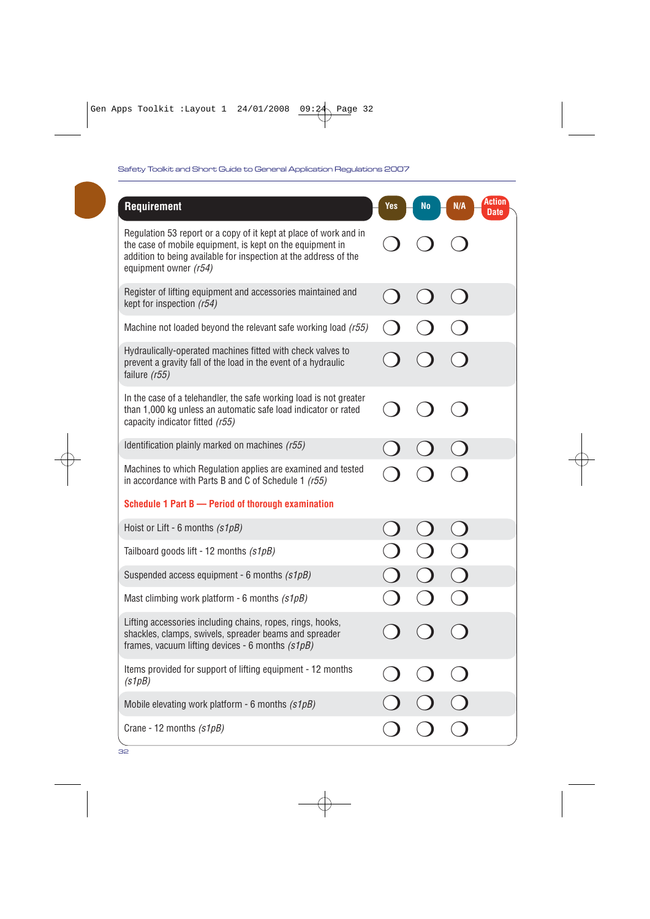| Requirement | Yes | No | N/A | Action Date |
|---|---|---|---|---|
| Regulation 53 report or a copy of it kept at place of work and in the case of mobile equipment, is kept on the equipment in addition to being available for inspection at the address of the equipment owner *(r54)* | ❍ | ❍ | ❍ | |
| Register of lifting equipment and accessories maintained and kept for inspection *(r54)* | ❍ | ❍ | ❍ | |
| Machine not loaded beyond the relevant safe working load *(r55)* | ❍ | ❍ | ❍ | |
| Hydraulically-operated machines fitted with check valves to prevent a gravity fall of the load in the event of a hydraulic failure *(r55)* | ❍ | ❍ | ❍ | |
| In the case of a telehandler, the safe working load is not greater than 1,000 kg unless an automatic safe load indicator or rated capacity indicator fitted *(r55)* | ❍ | ❍ | ❍ | |
| Identification plainly marked on machines *(r55)* | ❍ | ❍ | ❍ | |
| Machines to which Regulation applies are examined and tested in accordance with Parts B and C of Schedule 1 *(r55)* | ❍ | ❍ | ❍ | |
| **Schedule 1 Part B — Period of thorough examination** | | | | |
| Hoist or Lift - 6 months *(s1pB)* | ❍ | ❍ | ❍ | |
| Tailboard goods lift - 12 months *(s1pB)* | ❍ | ❍ | ❍ | |
| Suspended access equipment - 6 months *(s1pB)* | ❍ | ❍ | ❍ | |
| Mast climbing work platform - 6 months *(s1pB)* | ❍ | ❍ | ❍ | |
| Lifting accessories including chains, ropes, rings, hooks, shackles, clamps, swivels, spreader beams and spreader frames, vacuum lifting devices - 6 months *(s1pB)* | ❍ | ❍ | ❍ | |
| Items provided for support of lifting equipment - 12 months *(s1pB)* | ❍ | ❍ | ❍ | |
| Mobile elevating work platform - 6 months *(s1pB)* | ❍ | ❍ | ❍ | |
| Crane - 12 months *(s1pB)* | ❍ | ❍ | ❍ | |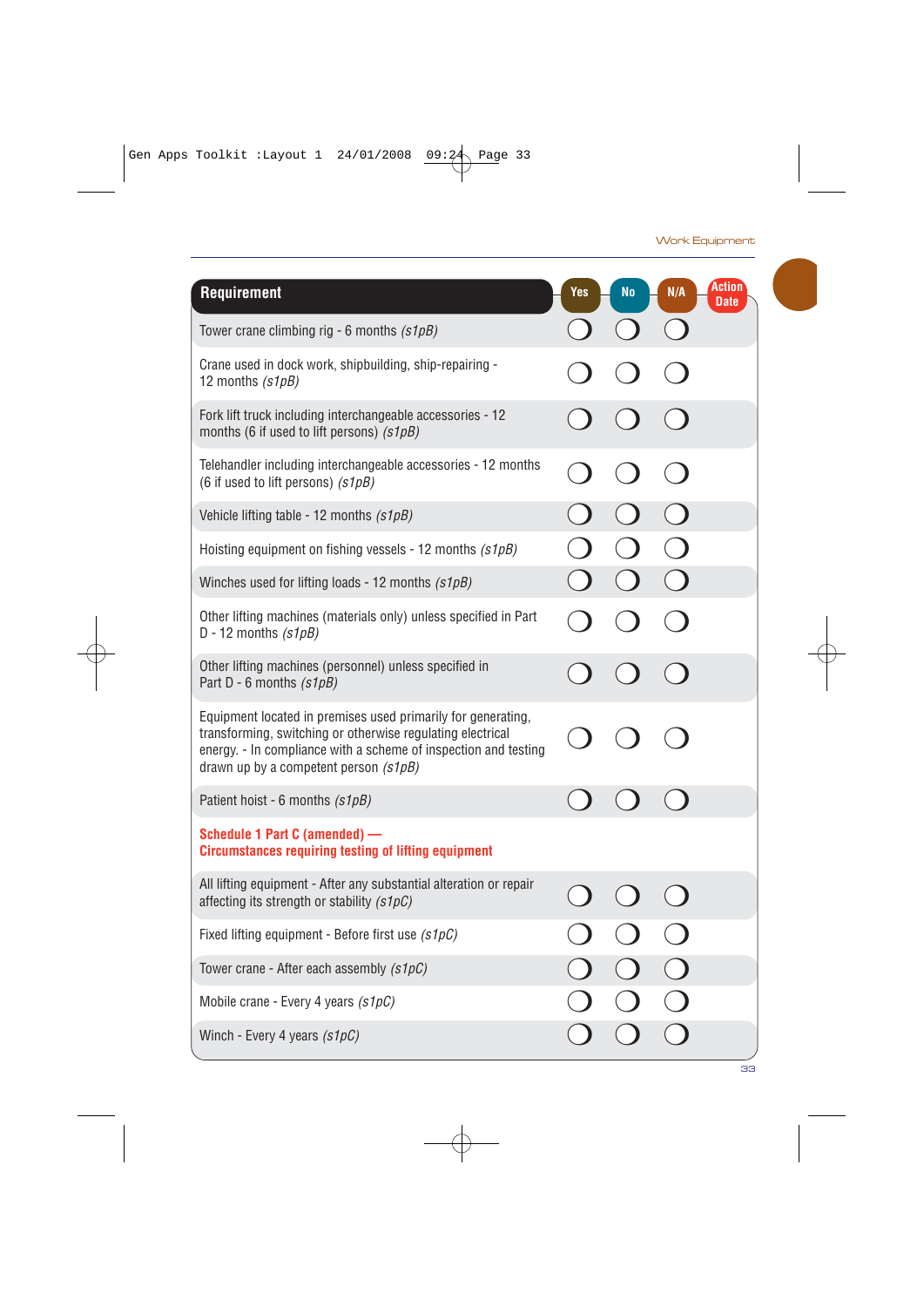| Requirement | Yes | No | N/A | Action Date |
|---|---|---|---|---|
| Tower crane climbing rig - 6 months *(s1pB)* | ❍ | ❍ | ❍ | |
| Crane used in dock work, shipbuilding, ship-repairing - 12 months *(s1pB)* | ❍ | ❍ | ❍ | |
| Fork lift truck including interchangeable accessories - 12 months (6 if used to lift persons) *(s1pB)* | ❍ | ❍ | ❍ | |
| Telehandler including interchangeable accessories - 12 months (6 if used to lift persons) *(s1pB)* | ❍ | ❍ | ❍ | |
| Vehicle lifting table - 12 months *(s1pB)* | ❍ | ❍ | ❍ | |
| Hoisting equipment on fishing vessels - 12 months *(s1pB)* | ❍ | ❍ | ❍ | |
| Winches used for lifting loads - 12 months *(s1pB)* | ❍ | ❍ | ❍ | |
| Other lifting machines (materials only) unless specified in Part D - 12 months *(s1pB)* | ❍ | ❍ | ❍ | |
| Other lifting machines (personnel) unless specified in Part D - 6 months *(s1pB)* | ❍ | ❍ | ❍ | |
| Equipment located in premises used primarily for generating, transforming, switching or otherwise regulating electrical energy. - In compliance with a scheme of inspection and testing drawn up by a competent person *(s1pB)* | ❍ | ❍ | ❍ | |
| Patient hoist - 6 months *(s1pB)* | ❍ | ❍ | ❍ | |
| **Schedule 1 Part C (amended) — Circumstances requiring testing of lifting equipment** | | | | |
| All lifting equipment - After any substantial alteration or repair affecting its strength or stability *(s1pC)* | ❍ | ❍ | ❍ | |
| Fixed lifting equipment - Before first use *(s1pC)* | ❍ | ❍ | ❍ | |
| Tower crane - After each assembly *(s1pC)* | ❍ | ❍ | ❍ | |
| Mobile crane - Every 4 years *(s1pC)* | ❍ | ❍ | ❍ | |
| Winch - Every 4 years *(s1pC)* | ❍ | ❍ | ❍ | |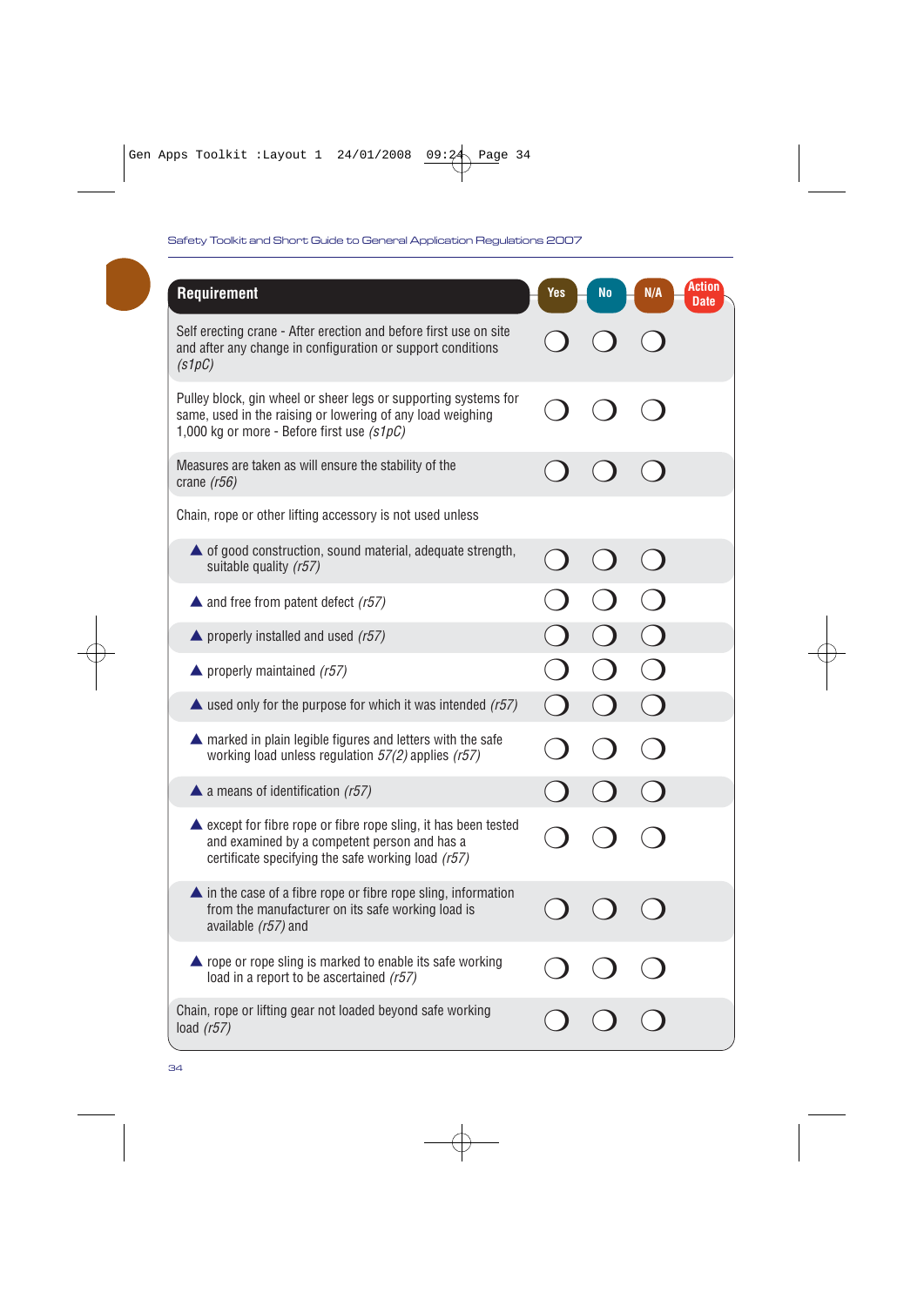| Requirement | Yes | No | N/A | Action Date |
|---|---|---|---|---|
| Self erecting crane - After erection and before first use on site and after any change in configuration or support conditions *(s1pC)* | ❍ | ❍ | ❍ | |
| Pulley block, gin wheel or sheer legs or supporting systems for same, used in the raising or lowering of any load weighing 1,000 kg or more - Before first use *(s1pC)* | ❍ | ❍ | ❍ | |
| Measures are taken as will ensure the stability of the crane *(r56)* | ❍ | ❍ | ❍ | |
| Chain, rope or other lifting accessory is not used unless | | | | |
| ▲ of good construction, sound material, adequate strength, suitable quality *(r57)* | ❍ | ❍ | ❍ | |
| ▲ and free from patent defect *(r57)* | ❍ | ❍ | ❍ | |
| ▲ properly installed and used *(r57)* | ❍ | ❍ | ❍ | |
| ▲ properly maintained *(r57)* | ❍ | ❍ | ❍ | |
| ▲ used only for the purpose for which it was intended *(r57)* | ❍ | ❍ | ❍ | |
| ▲ marked in plain legible figures and letters with the safe working load unless regulation *57(2)* applies *(r57)* | ❍ | ❍ | ❍ | |
| ▲ a means of identification *(r57)* | ❍ | ❍ | ❍ | |
| ▲ except for fibre rope or fibre rope sling, it has been tested and examined by a competent person and has a certificate specifying the safe working load *(r57)* | ❍ | ❍ | ❍ | |
| ▲ in the case of a fibre rope or fibre rope sling, information from the manufacturer on its safe working load is available *(r57)* and | ❍ | ❍ | ❍ | |
| ▲ rope or rope sling is marked to enable its safe working load in a report to be ascertained *(r57)* | ❍ | ❍ | ❍ | |
| Chain, rope or lifting gear not loaded beyond safe working load *(r57)* | ❍ | ❍ | ❍ | |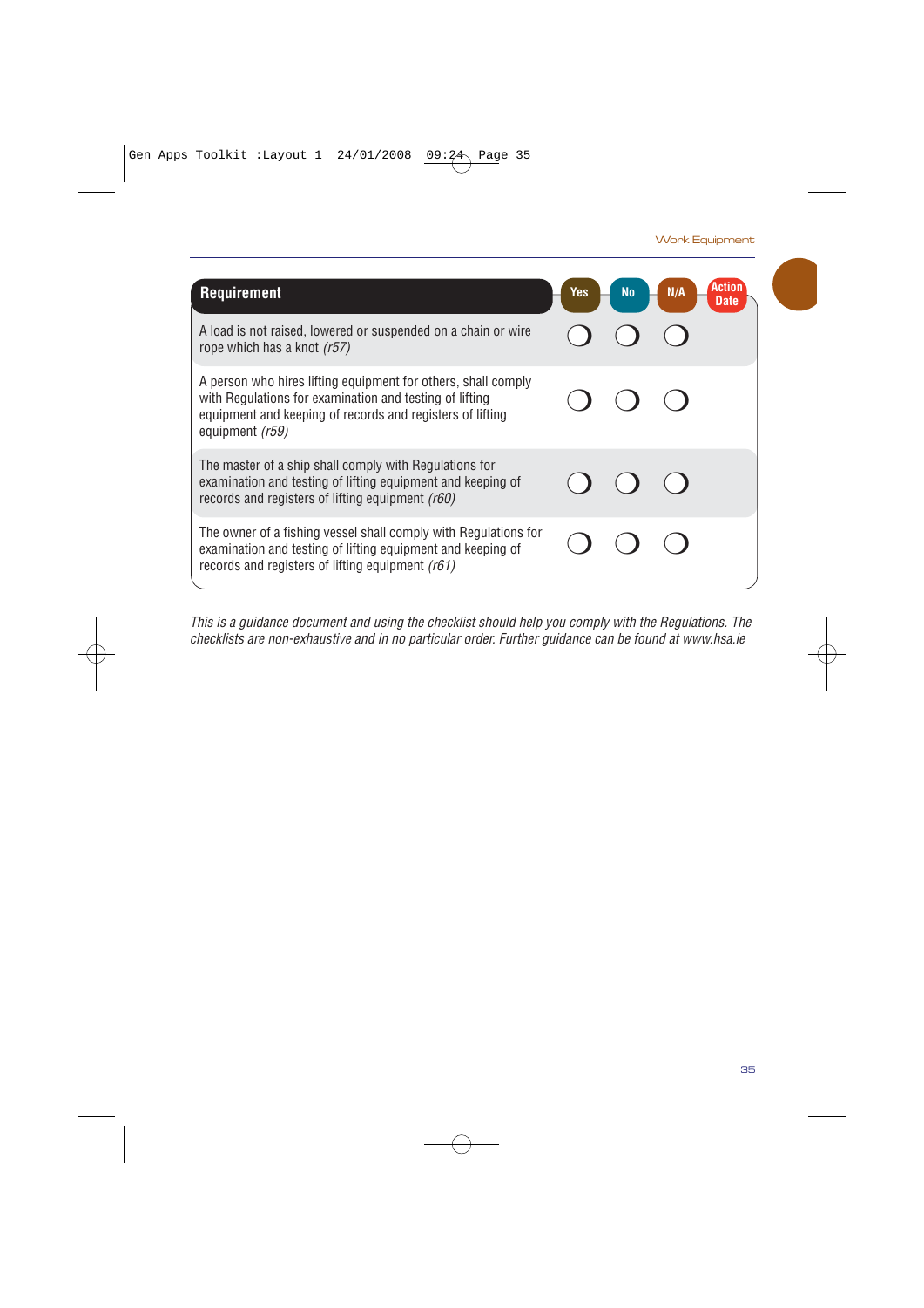| Requirement | Yes | No | N/A | Action Date |
|---|---|---|---|---|
| A load is not raised, lowered or suspended on a chain or wire rope which has a knot *(r57)* | ❍ | ❍ | ❍ | |
| A person who hires lifting equipment for others, shall comply with Regulations for examination and testing of lifting equipment and keeping of records and registers of lifting equipment *(r59)* | ❍ | ❍ | ❍ | |
| The master of a ship shall comply with Regulations for examination and testing of lifting equipment and keeping of records and registers of lifting equipment *(r60)* | ❍ | ❍ | ❍ | |
| The owner of a fishing vessel shall comply with Regulations for examination and testing of lifting equipment and keeping of records and registers of lifting equipment *(r61)* | ❍ | ❍ | ❍ | |

*This is a guidance document and using the checklist should help you comply with the Regulations. The checklists are non-exhaustive and in no particular order. Further guidance can be found at www.hsa.ie*